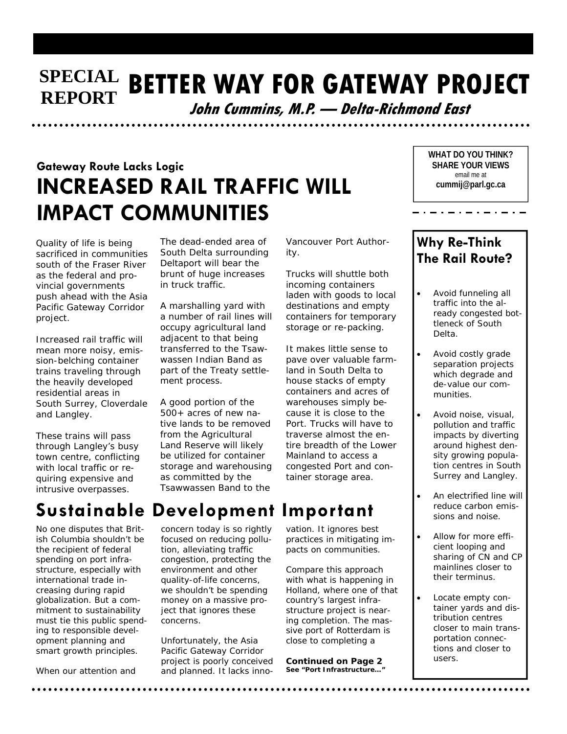# SPECIAL REPORT BETTER WAY FOR GATEWAY PROJECT

***John Cummins, M.P. — Delta-Richmond East***

**WHAT DO YOU THINK? SHARE YOUR VIEWS**
email me at
**cummij@parl.gc.ca**

### Gateway Route Lacks Logic

## INCREASED RAIL TRAFFIC WILL IMPACT COMMUNITIES

Quality of life is being sacrificed in communities south of the Fraser River as the federal and provincial governments push ahead with the Asia Pacific Gateway Corridor project.

Increased rail traffic will mean more noisy, emission-belching container trains traveling through the heavily developed residential areas in South Surrey, Cloverdale and Langley.

These trains will pass through Langley's busy town centre, conflicting with local traffic or requiring expensive and intrusive overpasses.

The dead-ended area of South Delta surrounding Deltaport will bear the brunt of huge increases in truck traffic.

A marshalling yard with a number of rail lines will occupy agricultural land adjacent to that being transferred to the Tsawwassen Indian Band as part of the Treaty settlement process.

A good portion of the 500+ acres of new native lands to be removed from the Agricultural Land Reserve will likely be utilized for container storage and warehousing as committed by the Tsawwassen Band to the Vancouver Port Authority.

Trucks will shuttle both incoming containers laden with goods to local destinations and empty containers for temporary storage or re-packing.

It makes little sense to pave over valuable farmland in South Delta to house stacks of empty containers and acres of warehouses simply because it is close to the Port. Trucks will have to traverse almost the entire breadth of the Lower Mainland to access a congested Port and container storage area.

## Sustainable Development Important

No one disputes that British Columbia shouldn't be the recipient of federal spending on port infrastructure, especially with international trade increasing during rapid globalization. But a commitment to sustainability must tie this public spending to responsible development planning and smart growth principles.

When our attention and concern today is so rightly focused on reducing pollution, alleviating traffic congestion, protecting the environment and other quality-of-life concerns, we shouldn't be spending money on a massive project that ignores these concerns.

Unfortunately, the Asia Pacific Gateway Corridor project is poorly conceived and planned. It lacks innovation. It ignores best practices in mitigating impacts on communities.

Compare this approach with what is happening in Holland, where one of that country's largest infrastructure project is nearing completion. The massive port of Rotterdam is close to completing a

**Continued on Page 2**
**See "Port Infrastructure…"**

### Why Re-Think The Rail Route?

- Avoid funneling all traffic into the already congested bottleneck of South Delta.
- Avoid costly grade separation projects which degrade and de-value our communities.
- Avoid noise, visual, pollution and traffic impacts by diverting around highest density growing population centres in South Surrey and Langley.
- An electrified line will reduce carbon emissions and noise.
- Allow for more efficient looping and sharing of CN and CP mainlines closer to their terminus.
- Locate empty container yards and distribution centres closer to main transportation connections and closer to users.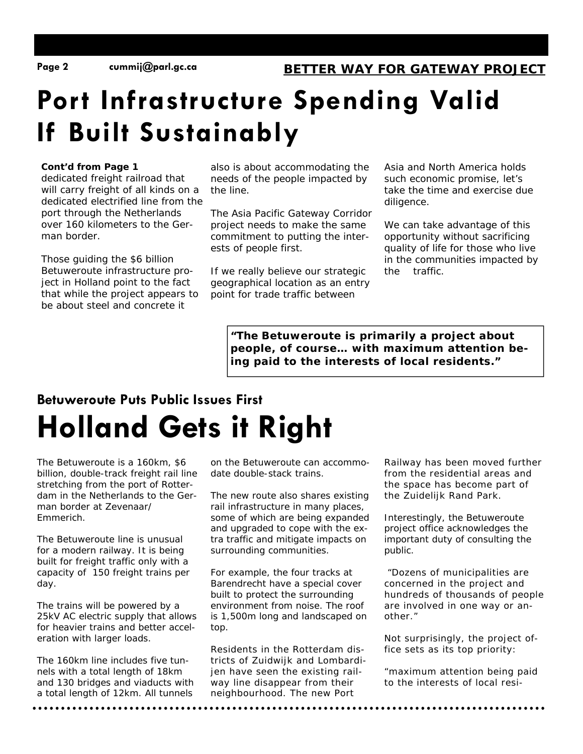# Port Infrastructure Spending Valid If Built Sustainably

**Cont'd from Page 1**

dedicated freight railroad that will carry freight of all kinds on a dedicated electrified line from the port through the Netherlands over 160 kilometers to the German border.

Those guiding the $6 billion Betuweroute infrastructure project in Holland point to the fact that while the project appears to be about steel and concrete it also is about accommodating the needs of the people impacted by the line.

The Asia Pacific Gateway Corridor project needs to make the same commitment to putting the interests of people first.

If we really believe our strategic geographical location as an entry point for trade traffic between Asia and North America holds such economic promise, let's take the time and exercise due diligence.

We can take advantage of this opportunity without sacrificing quality of life for those who live in the communities impacted by the traffic.

> **"The Betuweroute is primarily a project about people, of course… with maximum attention being paid to the interests of local residents."**

### Betuweroute Puts Public Issues First

# Holland Gets it Right

The Betuweroute is a 160km, $6 billion, double-track freight rail line stretching from the port of Rotterdam in the Netherlands to the German border at Zevenaar/Emmerich.

The Betuweroute line is unusual for a modern railway. It is being built for freight traffic only with a capacity of 150 freight trains per day.

The trains will be powered by a 25kV AC electric supply that allows for heavier trains and better acceleration with larger loads.

The 160km line includes five tunnels with a total length of 18km and 130 bridges and viaducts with a total length of 12km. All tunnels on the Betuweroute can accommodate double-stack trains.

The new route also shares existing rail infrastructure in many places, some of which are being expanded and upgraded to cope with the extra traffic and mitigate impacts on surrounding communities.

For example, the four tracks at Barendrecht have a special cover built to protect the surrounding environment from noise. The roof is 1,500m long and landscaped on top.

Residents in the Rotterdam districts of Zuidwijk and Lombardijen have seen the existing railway line disappear from their neighbourhood. The new Port Railway has been moved further from the residential areas and the space has become part of the Zuidelijk Rand Park.

Interestingly, the Betuweroute project office acknowledges the important duty of consulting the public.

"Dozens of municipalities are concerned in the project and hundreds of thousands of people are involved in one way or another."

Not surprisingly, the project office sets as its top priority:

"maximum attention being paid to the interests of local resi-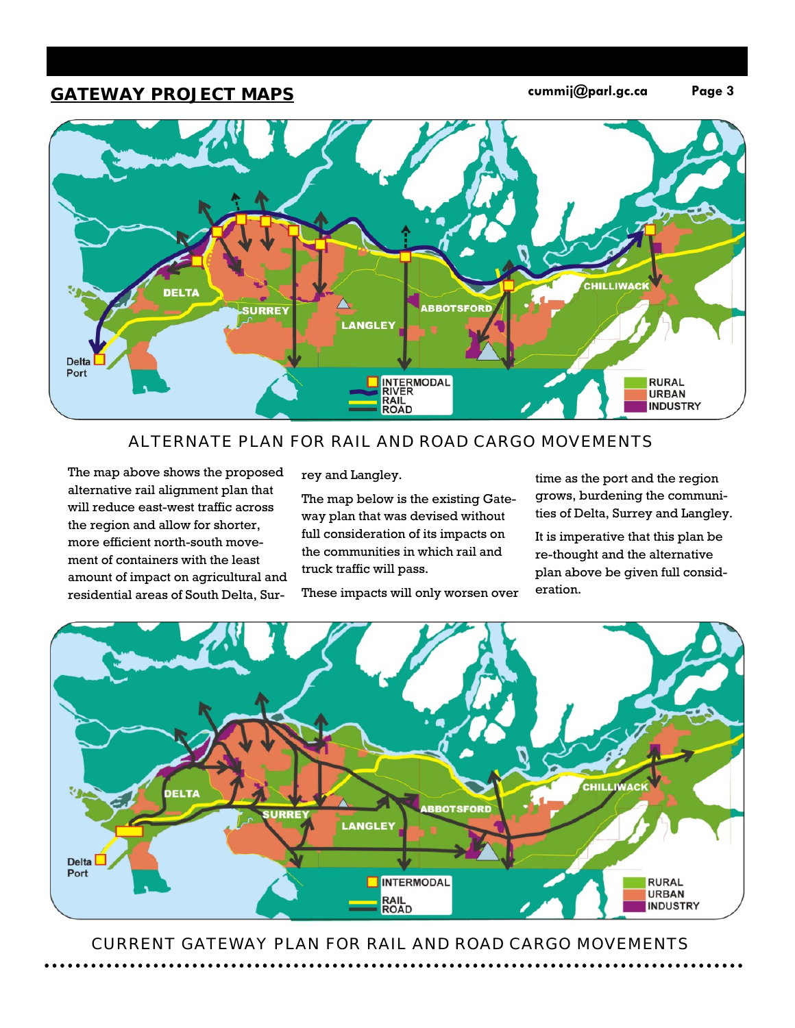## GATEWAY PROJECT MAPS

cummij@parl.gc.ca

ALTERNATE PLAN FOR RAIL AND ROAD CARGO MOVEMENTS

The map above shows the proposed alternative rail alignment plan that will reduce east-west traffic across the region and allow for shorter, more efficient north-south movement of containers with the least amount of impact on agricultural and residential areas of South Delta, Surrey and Langley.

The map below is the existing Gateway plan that was devised without full consideration of its impacts on the communities in which rail and truck traffic will pass.

These impacts will only worsen over time as the port and the region grows, burdening the communities of Delta, Surrey and Langley.

It is imperative that this plan be re-thought and the alternative plan above be given full consideration.

CURRENT GATEWAY PLAN FOR RAIL AND ROAD CARGO MOVEMENTS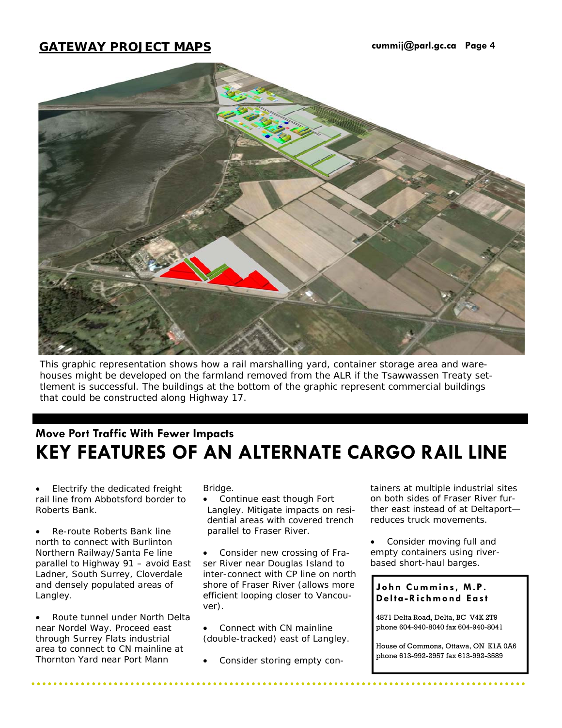## GATEWAY PROJECT MAPS

This graphic representation shows how a rail marshalling yard, container storage area and warehouses might be developed on the farmland removed from the ALR if the Tsawwassen Treaty settlement is successful. The buildings at the bottom of the graphic represent commercial buildings that could be constructed along Highway 17.

### Move Port Traffic With Fewer Impacts

# KEY FEATURES OF AN ALTERNATE CARGO RAIL LINE

- Electrify the dedicated freight rail line from Abbotsford border to Roberts Bank.
- Re-route Roberts Bank line north to connect with Burlinton Northern Railway/Santa Fe line parallel to Highway 91 – avoid East Ladner, South Surrey, Cloverdale and densely populated areas of Langley.
- Route tunnel under North Delta near Nordel Way. Proceed east through Surrey Flats industrial area to connect to CN mainline at Thornton Yard near Port Mann Bridge.
- Continue east though Fort Langley. Mitigate impacts on residential areas with covered trench parallel to Fraser River.
- Consider new crossing of Fraser River near Douglas Island to inter-connect with CP line on north shore of Fraser River (allows more efficient looping closer to Vancouver).
- Connect with CN mainline (double-tracked) east of Langley.
- Consider storing empty containers at multiple industrial sites on both sides of Fraser River further east instead of at Deltaport—reduces truck movements.
- Consider moving full and empty containers using river-based short-haul barges.

**John Cummins, M.P.**
**Delta-Richmond East**

4871 Delta Road, Delta, BC V4K 2T9
phone 604-940-8040 fax 604-940-8041

House of Commons, Ottawa, ON K1A 0A6
phone 613-992-2957 fax 613-992-3589